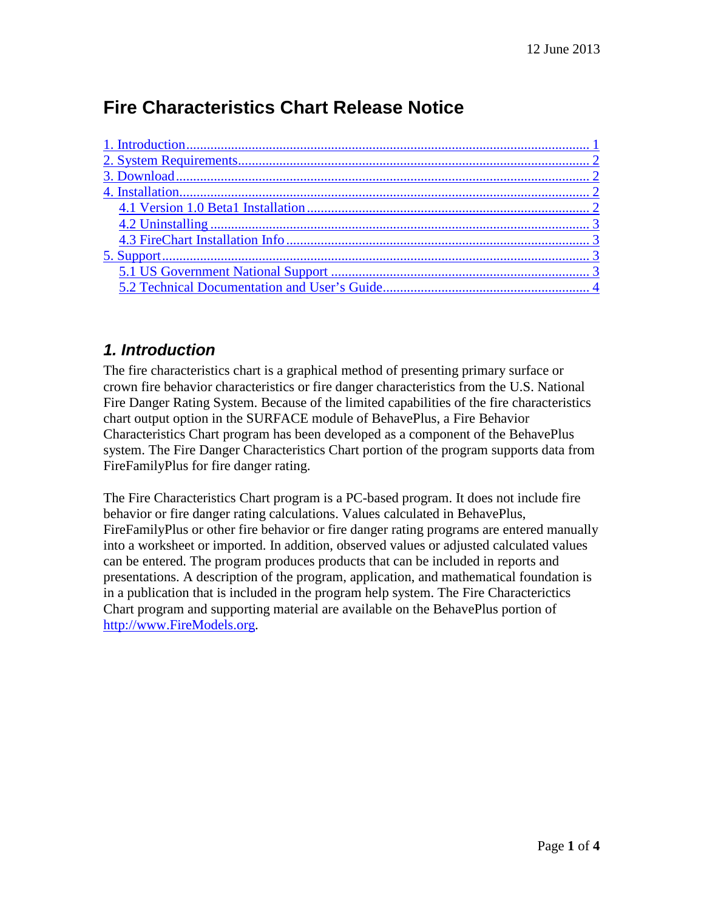12 June 2013

# Fire Characteristics Chart Release Notice

- [1. Introduction](#) ..... 1
- [2. System Requirements](#) ..... 2
- [3. Download](#) ..... 2
- [4. Installation](#) ..... 2
  - [4.1 Version 1.0 Beta1 Installation](#) ..... 2
  - [4.2 Uninstalling](#) ..... 3
  - [4.3 FireChart Installation Info](#) ..... 3
- [5. Support](#) ..... 3
  - [5.1 US Government National Support](#) ..... 3
  - [5.2 Technical Documentation and User's Guide](#) ..... 4

## *1. Introduction*

The fire characteristics chart is a graphical method of presenting primary surface or crown fire behavior characteristics or fire danger characteristics from the U.S. National Fire Danger Rating System. Because of the limited capabilities of the fire characteristics chart output option in the SURFACE module of BehavePlus, a Fire Behavior Characteristics Chart program has been developed as a component of the BehavePlus system. The Fire Danger Characteristics Chart portion of the program supports data from FireFamilyPlus for fire danger rating.

The Fire Characteristics Chart program is a PC-based program. It does not include fire behavior or fire danger rating calculations. Values calculated in BehavePlus, FireFamilyPlus or other fire behavior or fire danger rating programs are entered manually into a worksheet or imported. In addition, observed values or adjusted calculated values can be entered. The program produces products that can be included in reports and presentations. A description of the program, application, and mathematical foundation is in a publication that is included in the program help system. The Fire Characterictics Chart program and supporting material are available on the BehavePlus portion of [http://www.FireModels.org](http://www.FireModels.org).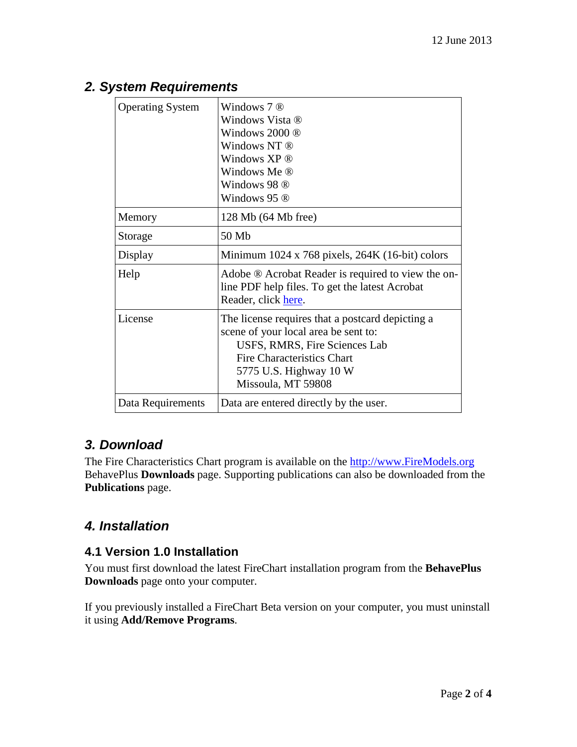## 2. System Requirements

| | |
|---|---|
| Operating System | Windows 7 ®<br>Windows Vista ®<br>Windows 2000 ®<br>Windows NT ®<br>Windows XP ®<br>Windows Me ®<br>Windows 98 ®<br>Windows 95 ® |
| Memory | 128 Mb (64 Mb free) |
| Storage | 50 Mb |
| Display | Minimum 1024 x 768 pixels, 264K (16-bit) colors |
| Help | Adobe ® Acrobat Reader is required to view the on-line PDF help files. To get the latest Acrobat Reader, click here. |
| License | The license requires that a postcard depicting a scene of your local area be sent to:<br>USFS, RMRS, Fire Sciences Lab<br>Fire Characteristics Chart<br>5775 U.S. Highway 10 W<br>Missoula, MT 59808 |
| Data Requirements | Data are entered directly by the user. |

## 3. Download

The Fire Characteristics Chart program is available on the http://www.FireModels.org BehavePlus **Downloads** page. Supporting publications can also be downloaded from the **Publications** page.

## 4. Installation

### 4.1 Version 1.0 Installation

You must first download the latest FireChart installation program from the **BehavePlus Downloads** page onto your computer.

If you previously installed a FireChart Beta version on your computer, you must uninstall it using **Add/Remove Programs**.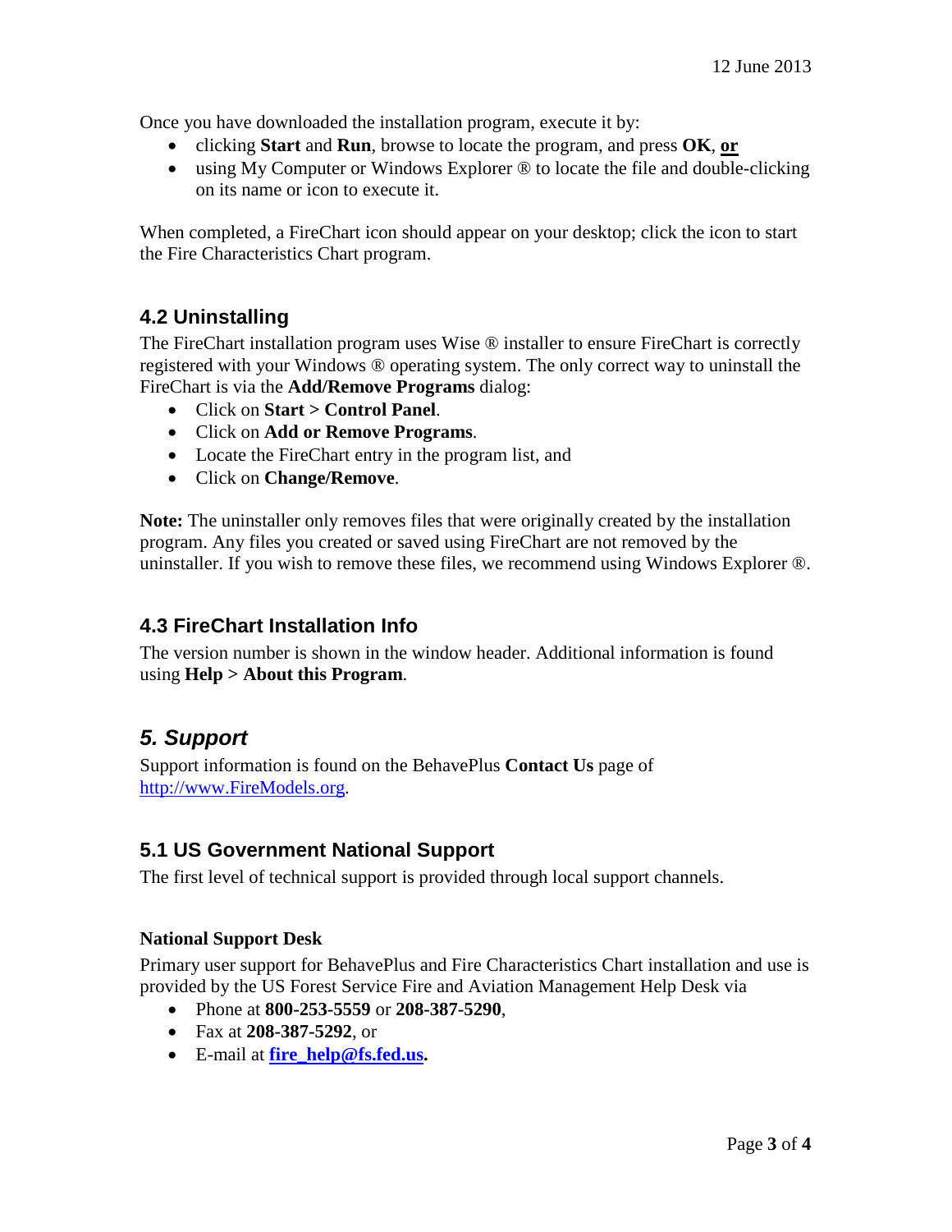Once you have downloaded the installation program, execute it by:

- clicking **Start** and **Run**, browse to locate the program, and press **OK**, **or**
- using My Computer or Windows Explorer ® to locate the file and double-clicking on its name or icon to execute it.

When completed, a FireChart icon should appear on your desktop; click the icon to start the Fire Characteristics Chart program.

## 4.2 Uninstalling

The FireChart installation program uses Wise ® installer to ensure FireChart is correctly registered with your Windows ® operating system. The only correct way to uninstall the FireChart is via the **Add/Remove Programs** dialog:

- Click on **Start > Control Panel**.
- Click on **Add or Remove Programs**.
- Locate the FireChart entry in the program list, and
- Click on **Change/Remove**.

**Note:** The uninstaller only removes files that were originally created by the installation program. Any files you created or saved using FireChart are not removed by the uninstaller. If you wish to remove these files, we recommend using Windows Explorer ®.

## 4.3 FireChart Installation Info

The version number is shown in the window header. Additional information is found using **Help > About this Program**.

# *5. Support*

Support information is found on the BehavePlus **Contact Us** page of http://www.FireModels.org.

## 5.1 US Government National Support

The first level of technical support is provided through local support channels.

### National Support Desk

Primary user support for BehavePlus and Fire Characteristics Chart installation and use is provided by the US Forest Service Fire and Aviation Management Help Desk via

- Phone at **800-253-5559** or **208-387-5290**,
- Fax at **208-387-5292**, or
- E-mail at **fire_help@fs.fed.us.**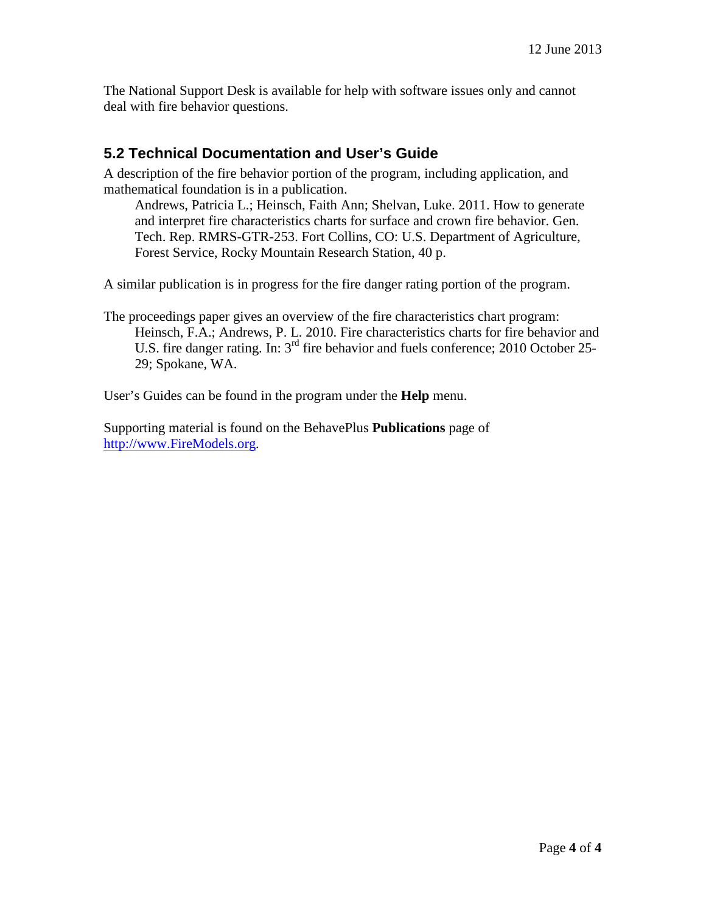The National Support Desk is available for help with software issues only and cannot deal with fire behavior questions.

## 5.2 Technical Documentation and User's Guide

A description of the fire behavior portion of the program, including application, and mathematical foundation is in a publication.

> Andrews, Patricia L.; Heinsch, Faith Ann; Shelvan, Luke. 2011. How to generate and interpret fire characteristics charts for surface and crown fire behavior. Gen. Tech. Rep. RMRS-GTR-253. Fort Collins, CO: U.S. Department of Agriculture, Forest Service, Rocky Mountain Research Station, 40 p.

A similar publication is in progress for the fire danger rating portion of the program.

The proceedings paper gives an overview of the fire characteristics chart program:

> Heinsch, F.A.; Andrews, P. L. 2010. Fire characteristics charts for fire behavior and U.S. fire danger rating. In: 3rd fire behavior and fuels conference; 2010 October 25-29; Spokane, WA.

User's Guides can be found in the program under the **Help** menu.

Supporting material is found on the BehavePlus **Publications** page of http://www.FireModels.org.